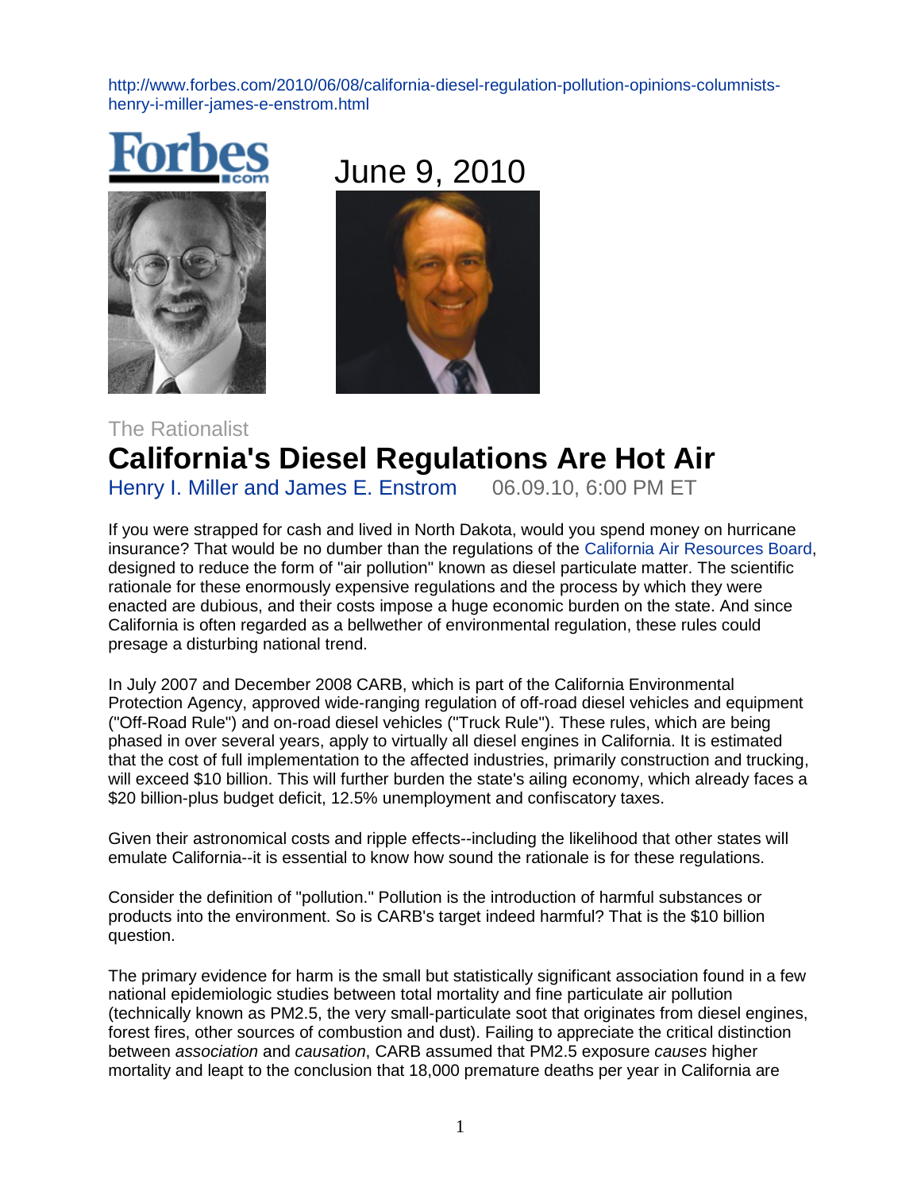http://www.forbes.com/2010/06/08/california-diesel-regulation-pollution-opinions-columnists-henry-i-miller-james-e-enstrom.html

June 9, 2010

The Rationalist

# California's Diesel Regulations Are Hot Air

Henry I. Miller and James E. Enstrom 06.09.10, 6:00 PM ET

If you were strapped for cash and lived in North Dakota, would you spend money on hurricane insurance? That would be no dumber than the regulations of the California Air Resources Board, designed to reduce the form of "air pollution" known as diesel particulate matter. The scientific rationale for these enormously expensive regulations and the process by which they were enacted are dubious, and their costs impose a huge economic burden on the state. And since California is often regarded as a bellwether of environmental regulation, these rules could presage a disturbing national trend.

In July 2007 and December 2008 CARB, which is part of the California Environmental Protection Agency, approved wide-ranging regulation of off-road diesel vehicles and equipment ("Off-Road Rule") and on-road diesel vehicles ("Truck Rule"). These rules, which are being phased in over several years, apply to virtually all diesel engines in California. It is estimated that the cost of full implementation to the affected industries, primarily construction and trucking, will exceed $10 billion. This will further burden the state's ailing economy, which already faces a $20 billion-plus budget deficit, 12.5% unemployment and confiscatory taxes.

Given their astronomical costs and ripple effects--including the likelihood that other states will emulate California--it is essential to know how sound the rationale is for these regulations.

Consider the definition of "pollution." Pollution is the introduction of harmful substances or products into the environment. So is CARB's target indeed harmful? That is the $10 billion question.

The primary evidence for harm is the small but statistically significant association found in a few national epidemiologic studies between total mortality and fine particulate air pollution (technically known as PM2.5, the very small-particulate soot that originates from diesel engines, forest fires, other sources of combustion and dust). Failing to appreciate the critical distinction between *association* and *causation*, CARB assumed that PM2.5 exposure *causes* higher mortality and leapt to the conclusion that 18,000 premature deaths per year in California are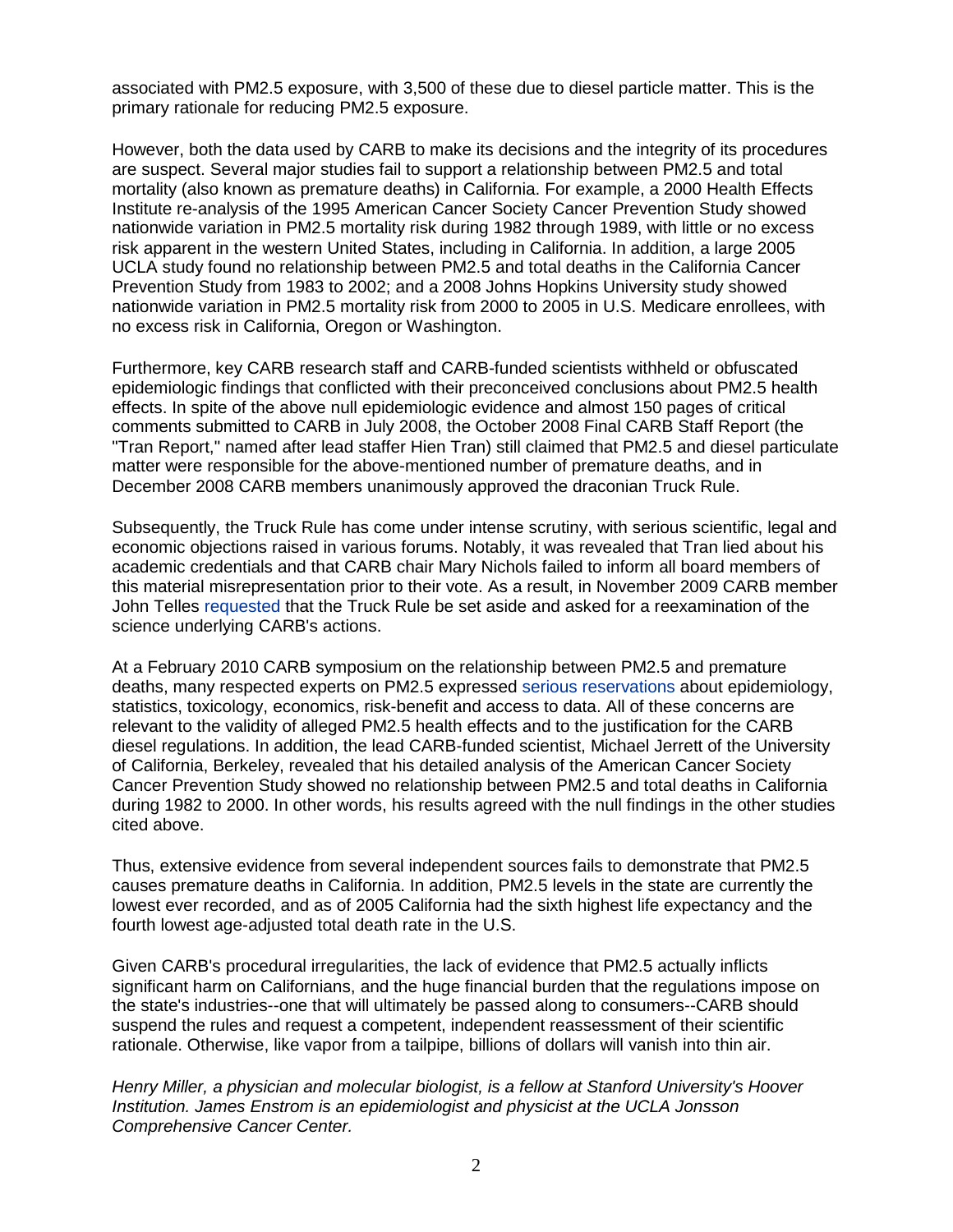associated with PM2.5 exposure, with 3,500 of these due to diesel particle matter. This is the primary rationale for reducing PM2.5 exposure.

However, both the data used by CARB to make its decisions and the integrity of its procedures are suspect. Several major studies fail to support a relationship between PM2.5 and total mortality (also known as premature deaths) in California. For example, a 2000 Health Effects Institute re-analysis of the 1995 American Cancer Society Cancer Prevention Study showed nationwide variation in PM2.5 mortality risk during 1982 through 1989, with little or no excess risk apparent in the western United States, including in California. In addition, a large 2005 UCLA study found no relationship between PM2.5 and total deaths in the California Cancer Prevention Study from 1983 to 2002; and a 2008 Johns Hopkins University study showed nationwide variation in PM2.5 mortality risk from 2000 to 2005 in U.S. Medicare enrollees, with no excess risk in California, Oregon or Washington.

Furthermore, key CARB research staff and CARB-funded scientists withheld or obfuscated epidemiologic findings that conflicted with their preconceived conclusions about PM2.5 health effects. In spite of the above null epidemiologic evidence and almost 150 pages of critical comments submitted to CARB in July 2008, the October 2008 Final CARB Staff Report (the "Tran Report," named after lead staffer Hien Tran) still claimed that PM2.5 and diesel particulate matter were responsible for the above-mentioned number of premature deaths, and in December 2008 CARB members unanimously approved the draconian Truck Rule.

Subsequently, the Truck Rule has come under intense scrutiny, with serious scientific, legal and economic objections raised in various forums. Notably, it was revealed that Tran lied about his academic credentials and that CARB chair Mary Nichols failed to inform all board members of this material misrepresentation prior to their vote. As a result, in November 2009 CARB member John Telles requested that the Truck Rule be set aside and asked for a reexamination of the science underlying CARB's actions.

At a February 2010 CARB symposium on the relationship between PM2.5 and premature deaths, many respected experts on PM2.5 expressed serious reservations about epidemiology, statistics, toxicology, economics, risk-benefit and access to data. All of these concerns are relevant to the validity of alleged PM2.5 health effects and to the justification for the CARB diesel regulations. In addition, the lead CARB-funded scientist, Michael Jerrett of the University of California, Berkeley, revealed that his detailed analysis of the American Cancer Society Cancer Prevention Study showed no relationship between PM2.5 and total deaths in California during 1982 to 2000. In other words, his results agreed with the null findings in the other studies cited above.

Thus, extensive evidence from several independent sources fails to demonstrate that PM2.5 causes premature deaths in California. In addition, PM2.5 levels in the state are currently the lowest ever recorded, and as of 2005 California had the sixth highest life expectancy and the fourth lowest age-adjusted total death rate in the U.S.

Given CARB's procedural irregularities, the lack of evidence that PM2.5 actually inflicts significant harm on Californians, and the huge financial burden that the regulations impose on the state's industries--one that will ultimately be passed along to consumers--CARB should suspend the rules and request a competent, independent reassessment of their scientific rationale. Otherwise, like vapor from a tailpipe, billions of dollars will vanish into thin air.

*Henry Miller, a physician and molecular biologist, is a fellow at Stanford University's Hoover Institution. James Enstrom is an epidemiologist and physicist at the UCLA Jonsson Comprehensive Cancer Center.*